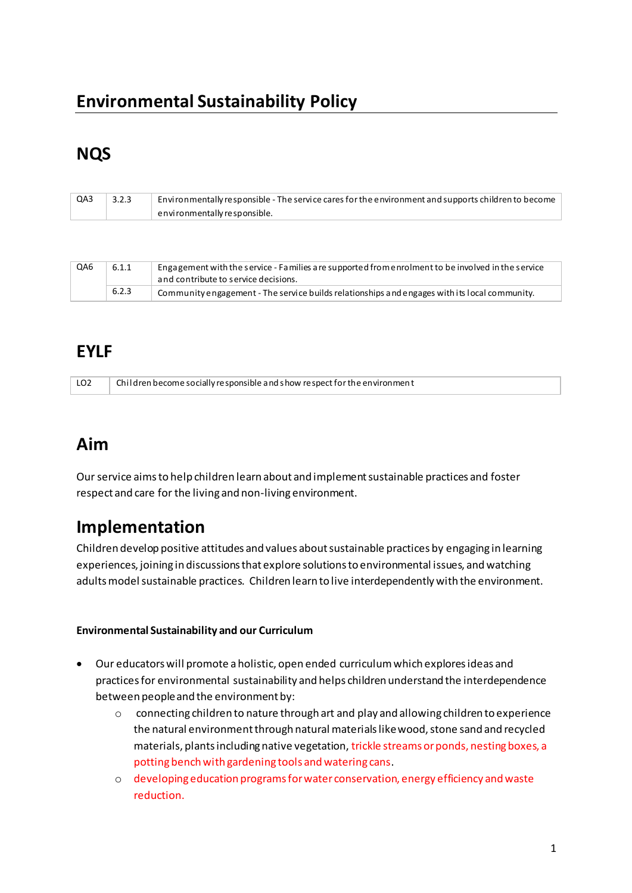# Environmental Sustainability Policy

## NQS

| QA3 | 3.2.3 | Environmentally responsible - The service cares for the environment and supports children to become environmentally responsible. |
|---|---|---|

| QA6 | 6.1.1 | Engagement with the service - Families are supported from enrolment to be involved in the service and contribute to service decisions. |
|---|---|---|
| | 6.2.3 | Community engagement - The service builds relationships and engages with its local community. |

## EYLF

| LO2 | Children become socially responsible and show respect for the environment |
|---|---|

## Aim

Our service aims to help children learn about and implement sustainable practices and foster respect and care for the living and non-living environment.

## Implementation

Children develop positive attitudes and values about sustainable practices by engaging in learning experiences, joining in discussions that explore solutions to environmental issues, and watching adults model sustainable practices. Children learn to live interdependently with the environment.

**Environmental Sustainability and our Curriculum**

- Our educators will promote a holistic, open ended curriculum which explores ideas and practices for environmental sustainability and helps children understand the interdependence between people and the environment by:
  - connecting children to nature through art and play and allowing children to experience the natural environment through natural materials like wood, stone sand and recycled materials, plants including native vegetation, trickle streams or ponds, nesting boxes, a potting bench with gardening tools and watering cans.
  - developing education programs for water conservation, energy efficiency and waste reduction.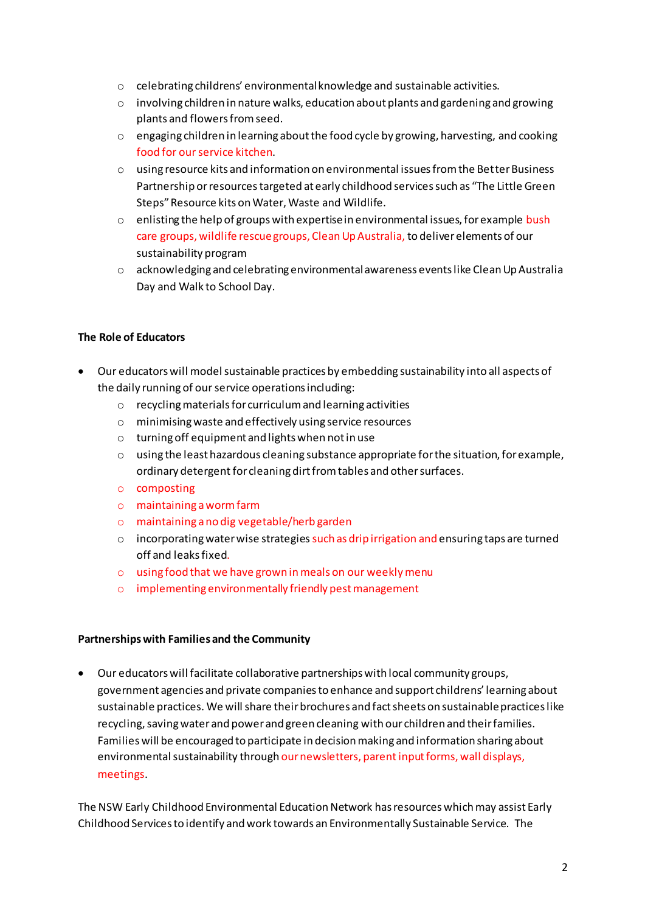- celebrating childrens' environmental knowledge and sustainable activities.
- involving children in nature walks, education about plants and gardening and growing plants and flowers from seed.
- engaging children in learning about the food cycle by growing, harvesting, and cooking food for our service kitchen.
- using resource kits and information on environmental issues from the Better Business Partnership or resources targeted at early childhood services such as "The Little Green Steps" Resource kits on Water, Waste and Wildlife.
- enlisting the help of groups with expertise in environmental issues, for example bush care groups, wildlife rescue groups, Clean Up Australia, to deliver elements of our sustainability program
- acknowledging and celebrating environmental awareness events like Clean Up Australia Day and Walk to School Day.

**The Role of Educators**

- Our educators will model sustainable practices by embedding sustainability into all aspects of the daily running of our service operations including:
    - recycling materials for curriculum and learning activities
    - minimising waste and effectively using service resources
    - turning off equipment and lights when not in use
    - using the least hazardous cleaning substance appropriate for the situation, for example, ordinary detergent for cleaning dirt from tables and other surfaces.
    - composting
    - maintaining a worm farm
    - maintaining a no dig vegetable/herb garden
    - incorporating water wise strategies such as drip irrigation and ensuring taps are turned off and leaks fixed.
    - using food that we have grown in meals on our weekly menu
    - implementing environmentally friendly pest management

**Partnerships with Families and the Community**

- Our educators will facilitate collaborative partnerships with local community groups, government agencies and private companies to enhance and support childrens' learning about sustainable practices. We will share their brochures and fact sheets on sustainable practices like recycling, saving water and power and green cleaning with our children and their families. Families will be encouraged to participate in decision making and information sharing about environmental sustainability through our newsletters, parent input forms, wall displays, meetings.

The NSW Early Childhood Environmental Education Network has resources which may assist Early Childhood Services to identify and work towards an Environmentally Sustainable Service. The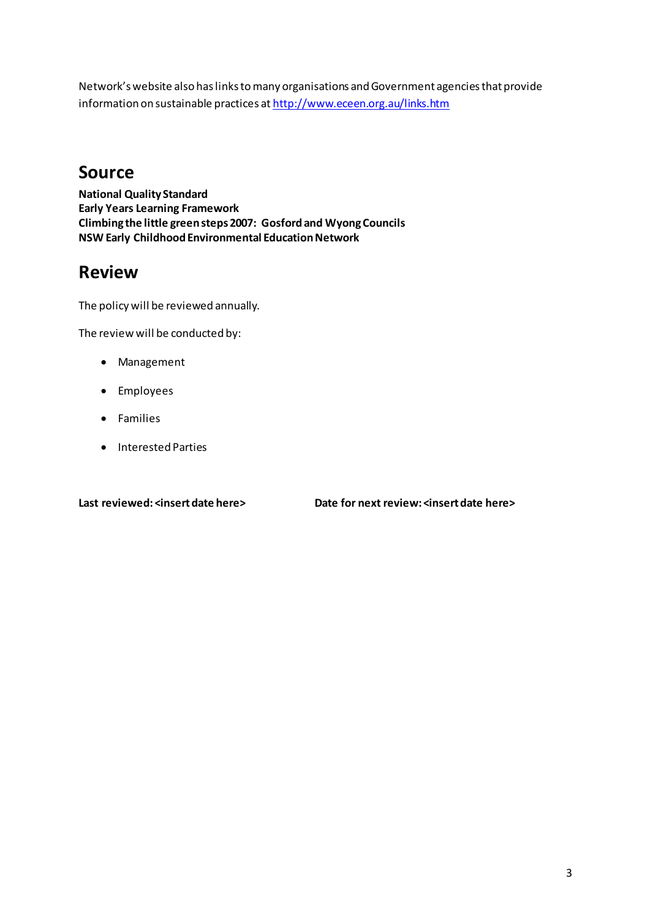Network's website also has links to many organisations and Government agencies that provide information on sustainable practices at [http://www.eceen.org.au/links.htm](http://www.eceen.org.au/links.htm)

## Source

**National Quality Standard**
**Early Years Learning Framework**
**Climbing the little green steps 2007: Gosford and Wyong Councils**
**NSW Early Childhood Environmental Education Network**

## Review

The policy will be reviewed annually.

The review will be conducted by:

- Management
- Employees
- Families
- Interested Parties

**Last reviewed: <insert date here>** **Date for next review: <insert date here>**